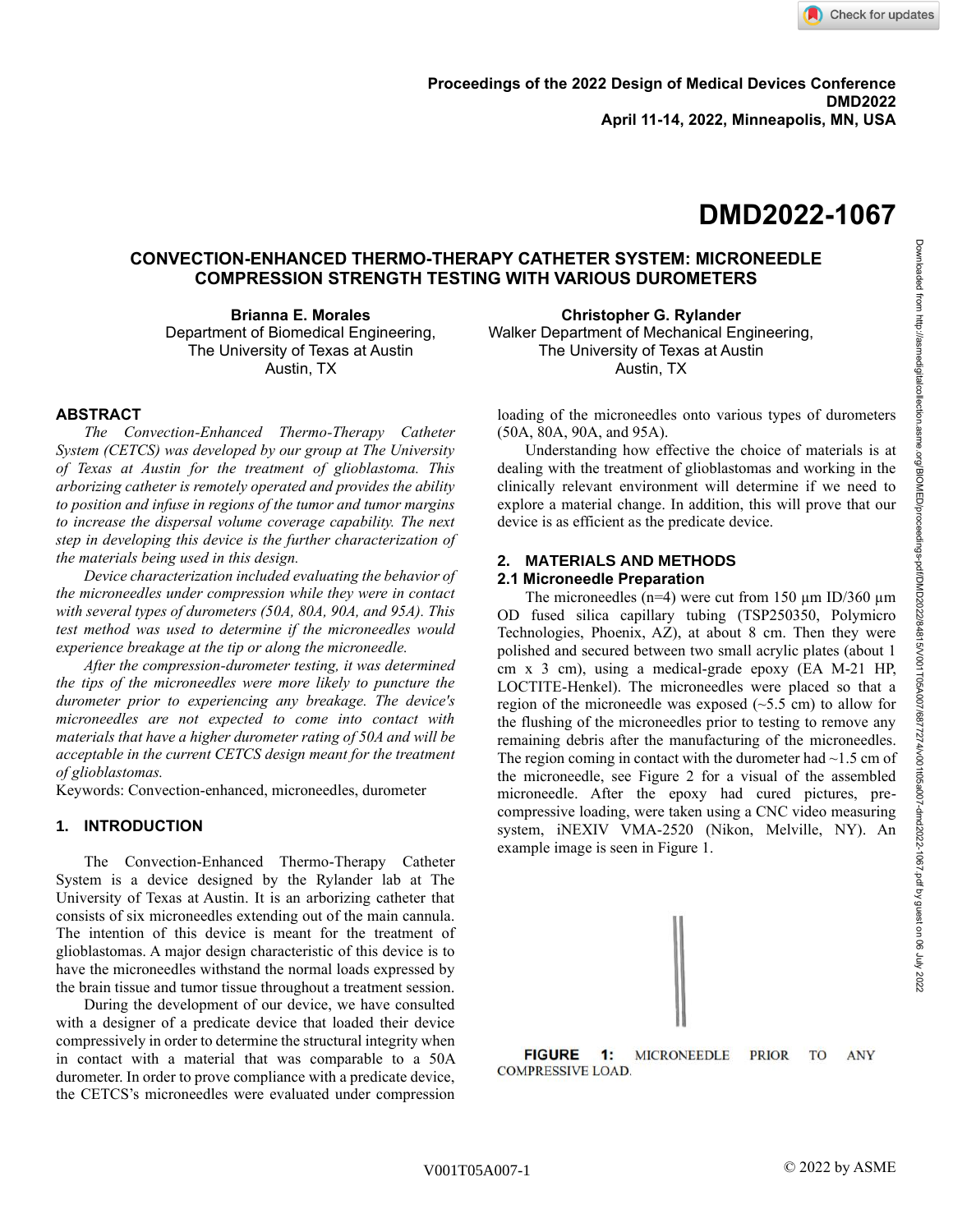Proceedings of the 2022 Design of Medical Devices Conference
DMD2022
April 11-14, 2022, Minneapolis, MN, USA

# DMD2022-1067

## CONVECTION-ENHANCED THERMO-THERAPY CATHETER SYSTEM: MICRONEEDLE COMPRESSION STRENGTH TESTING WITH VARIOUS DUROMETERS

**Brianna E. Morales**
Department of Biomedical Engineering,
The University of Texas at Austin
Austin, TX

**Christopher G. Rylander**
Walker Department of Mechanical Engineering,
The University of Texas at Austin
Austin, TX

## ABSTRACT

*The Convection-Enhanced Thermo-Therapy Catheter System (CETCS) was developed by our group at The University of Texas at Austin for the treatment of glioblastoma. This arborizing catheter is remotely operated and provides the ability to position and infuse in regions of the tumor and tumor margins to increase the dispersal volume coverage capability. The next step in developing this device is the further characterization of the materials being used in this design.*

*Device characterization included evaluating the behavior of the microneedles under compression while they were in contact with several types of durometers (50A, 80A, 90A, and 95A). This test method was used to determine if the microneedles would experience breakage at the tip or along the microneedle.*

*After the compression-durometer testing, it was determined the tips of the microneedles were more likely to puncture the durometer prior to experiencing any breakage. The device's microneedles are not expected to come into contact with materials that have a higher durometer rating of 50A and will be acceptable in the current CETCS design meant for the treatment of glioblastomas.*

Keywords: Convection-enhanced, microneedles, durometer

## 1. INTRODUCTION

The Convection-Enhanced Thermo-Therapy Catheter System is a device designed by the Rylander lab at The University of Texas at Austin. It is an arborizing catheter that consists of six microneedles extending out of the main cannula. The intention of this device is meant for the treatment of glioblastomas. A major design characteristic of this device is to have the microneedles withstand the normal loads expressed by the brain tissue and tumor tissue throughout a treatment session.

During the development of our device, we have consulted with a designer of a predicate device that loaded their device compressively in order to determine the structural integrity when in contact with a material that was comparable to a 50A durometer. In order to prove compliance with a predicate device, the CETCS's microneedles were evaluated under compression loading of the microneedles onto various types of durometers (50A, 80A, 90A, and 95A).

Understanding how effective the choice of materials is at dealing with the treatment of glioblastomas and working in the clinically relevant environment will determine if we need to explore a material change. In addition, this will prove that our device is as efficient as the predicate device.

## 2. MATERIALS AND METHODS

### 2.1 Microneedle Preparation

The microneedles (n=4) were cut from 150 µm ID/360 µm OD fused silica capillary tubing (TSP250350, Polymicro Technologies, Phoenix, AZ), at about 8 cm. Then they were polished and secured between two small acrylic plates (about 1 cm x 3 cm), using a medical-grade epoxy (EA M-21 HP, LOCTITE-Henkel). The microneedles were placed so that a region of the microneedle was exposed (~5.5 cm) to allow for the flushing of the microneedles prior to testing to remove any remaining debris after the manufacturing of the microneedles. The region coming in contact with the durometer had ~1.5 cm of the microneedle, see Figure 2 for a visual of the assembled microneedle. After the epoxy had cured pictures, pre-compressive loading, were taken using a CNC video measuring system, iNEXIV VMA-2520 (Nikon, Melville, NY). An example image is seen in Figure 1.

**FIGURE 1:** MICRONEEDLE PRIOR TO ANY COMPRESSIVE LOAD.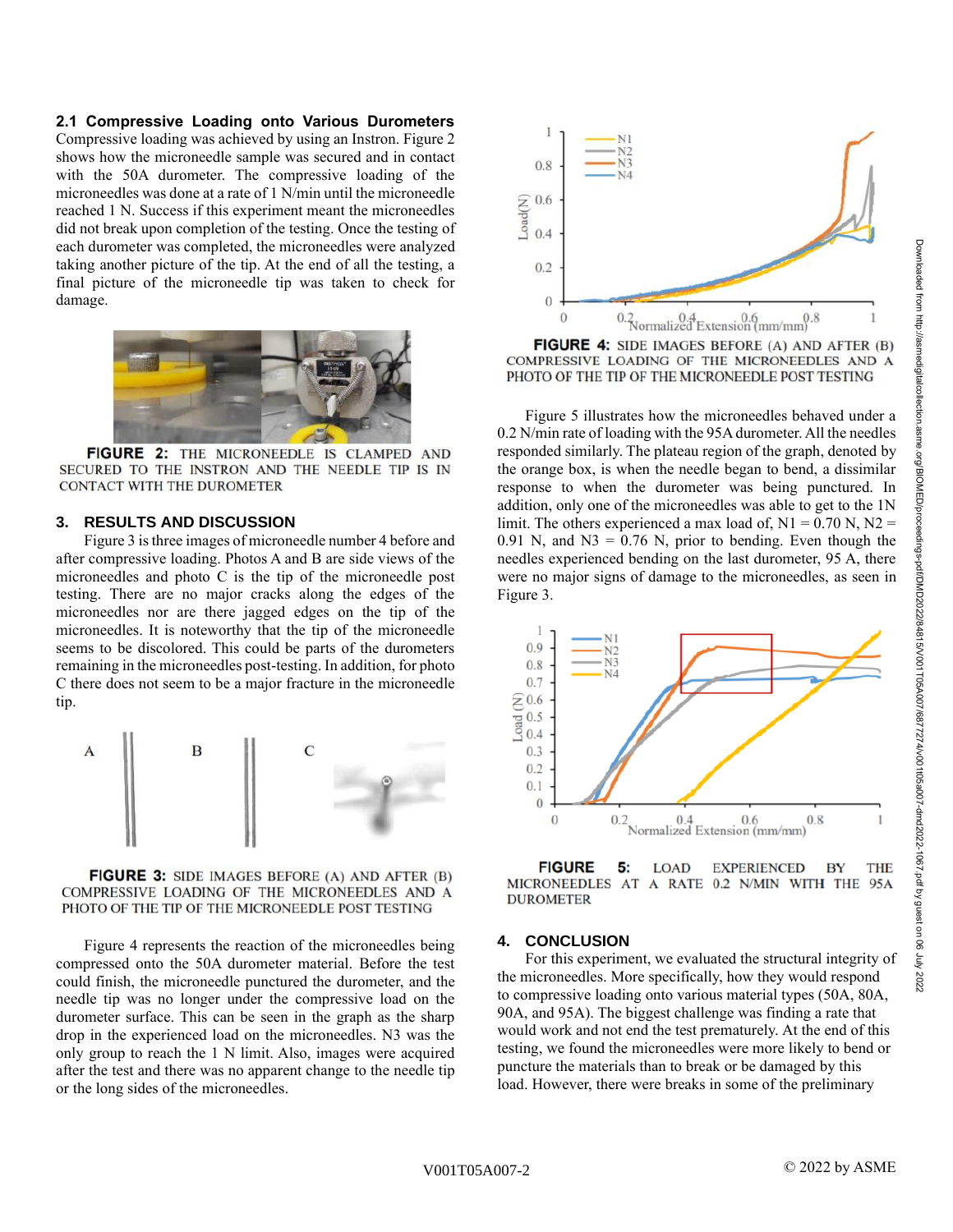### 2.1 Compressive Loading onto Various Durometers

Compressive loading was achieved by using an Instron. Figure 2 shows how the microneedle sample was secured and in contact with the 50A durometer. The compressive loading of the microneedles was done at a rate of 1 N/min until the microneedle reached 1 N. Success if this experiment meant the microneedles did not break upon completion of the testing. Once the testing of each durometer was completed, the microneedles were analyzed taking another picture of the tip. At the end of all the testing, a final picture of the microneedle tip was taken to check for damage.

**FIGURE 2:** THE MICRONEEDLE IS CLAMPED AND SECURED TO THE INSTRON AND THE NEEDLE TIP IS IN CONTACT WITH THE DUROMETER

## 3. RESULTS AND DISCUSSION

Figure 3 is three images of microneedle number 4 before and after compressive loading. Photos A and B are side views of the microneedles and photo C is the tip of the microneedle post testing. There are no major cracks along the edges of the microneedles nor are there jagged edges on the tip of the microneedles. It is noteworthy that the tip of the microneedle seems to be discolored. This could be parts of the durometers remaining in the microneedles post-testing. In addition, for photo C there does not seem to be a major fracture in the microneedle tip.

**FIGURE 3:** SIDE IMAGES BEFORE (A) AND AFTER (B) COMPRESSIVE LOADING OF THE MICRONEEDLES AND A PHOTO OF THE TIP OF THE MICRONEEDLE POST TESTING

Figure 4 represents the reaction of the microneedles being compressed onto the 50A durometer material. Before the test could finish, the microneedle punctured the durometer, and the needle tip was no longer under the compressive load on the durometer surface. This can be seen in the graph as the sharp drop in the experienced load on the microneedles. N3 was the only group to reach the 1 N limit. Also, images were acquired after the test and there was no apparent change to the needle tip or the long sides of the microneedles.

**FIGURE 4:** SIDE IMAGES BEFORE (A) AND AFTER (B) COMPRESSIVE LOADING OF THE MICRONEEDLES AND A PHOTO OF THE TIP OF THE MICRONEEDLE POST TESTING

Figure 5 illustrates how the microneedles behaved under a 0.2 N/min rate of loading with the 95A durometer. All the needles responded similarly. The plateau region of the graph, denoted by the orange box, is when the needle began to bend, a dissimilar response to when the durometer was being punctured. In addition, only one of the microneedles was able to get to the 1N limit. The others experienced a max load of, N1 = 0.70 N, N2 = 0.91 N, and N3 = 0.76 N, prior to bending. Even though the needles experienced bending on the last durometer, 95 A, there were no major signs of damage to the microneedles, as seen in Figure 3.

**FIGURE 5:** LOAD EXPERIENCED BY THE MICRONEEDLES AT A RATE 0.2 N/MIN WITH THE 95A DUROMETER

## 4. CONCLUSION

For this experiment, we evaluated the structural integrity of the microneedles. More specifically, how they would respond to compressive loading onto various material types (50A, 80A, 90A, and 95A). The biggest challenge was finding a rate that would work and not end the test prematurely. At the end of this testing, we found the microneedles were more likely to bend or puncture the materials than to break or be damaged by this load. However, there were breaks in some of the preliminary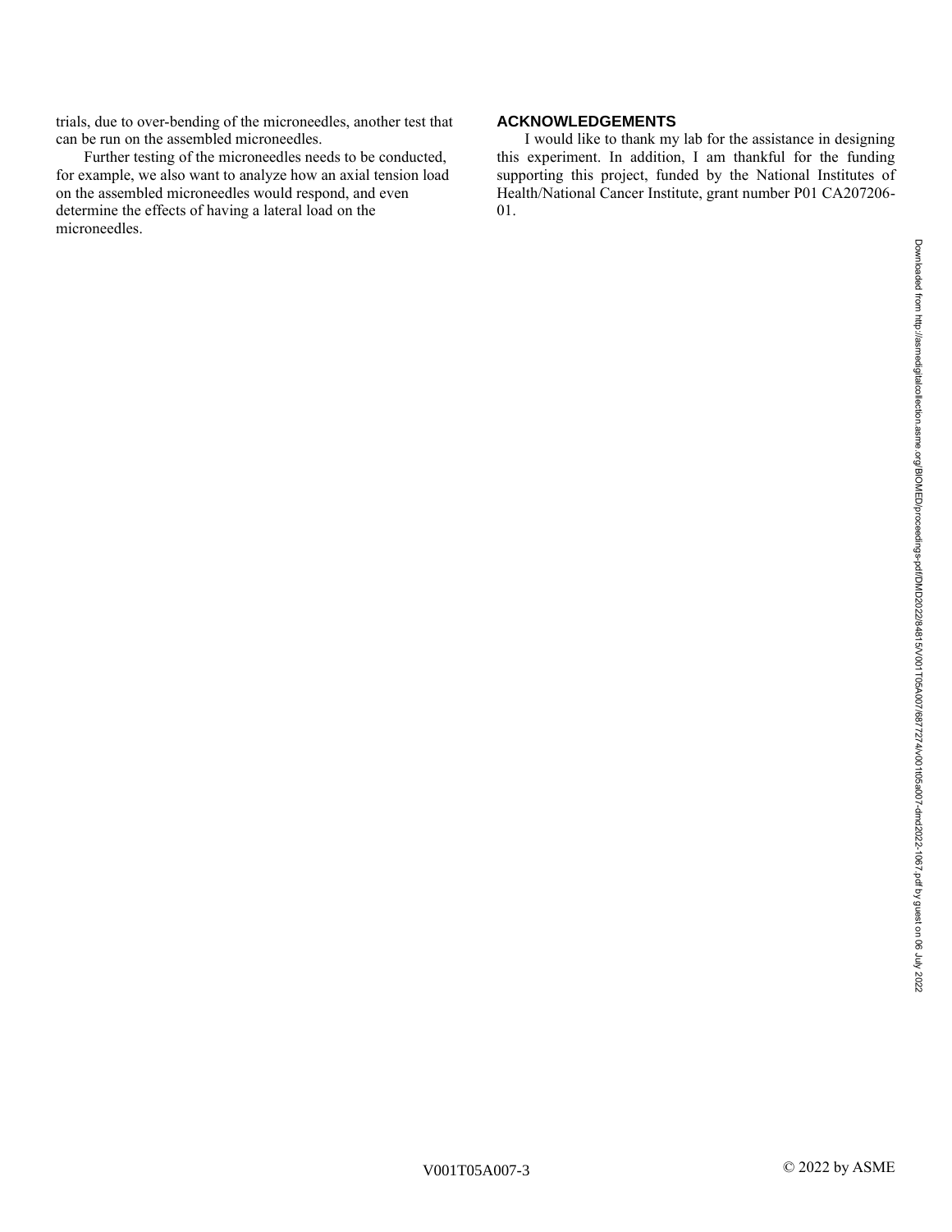trials, due to over-bending of the microneedles, another test that can be run on the assembled microneedles.

Further testing of the microneedles needs to be conducted, for example, we also want to analyze how an axial tension load on the assembled microneedles would respond, and even determine the effects of having a lateral load on the microneedles.

## ACKNOWLEDGEMENTS

I would like to thank my lab for the assistance in designing this experiment. In addition, I am thankful for the funding supporting this project, funded by the National Institutes of Health/National Cancer Institute, grant number P01 CA207206-01.